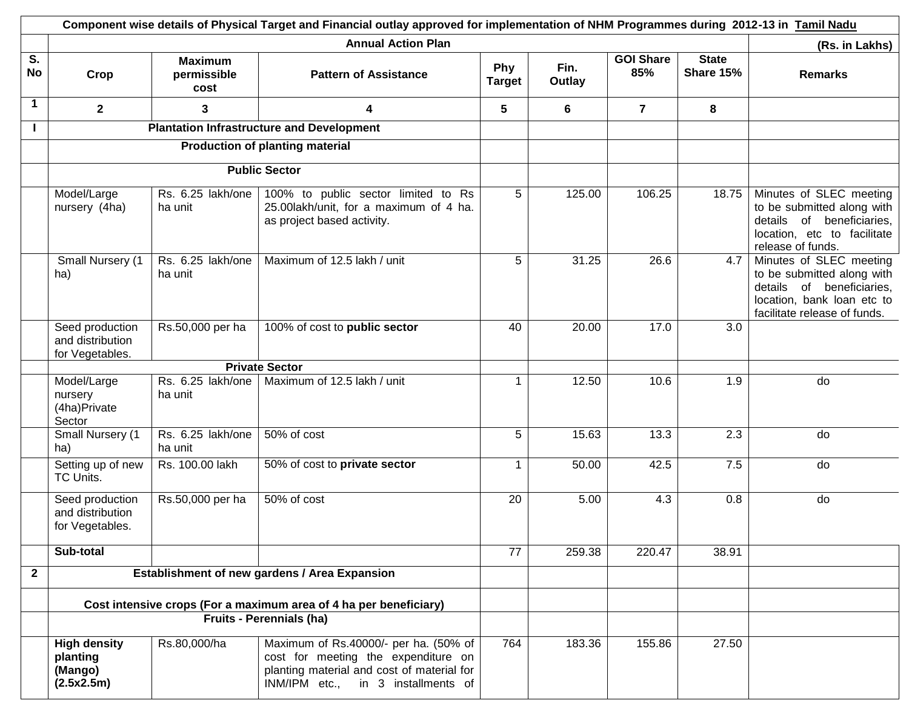| Component wise details of Physical Target and Financial outlay approved for implementation of NHM Programmes during 2012-13 in Tamil Nadu | | | | | | | | |
|---|---|---|---|---|---|---|---|---|
| | Annual Action Plan | | | | | | | (Rs. in Lakhs) |
| S. No | Crop | Maximum permissible cost | Pattern of Assistance | Phy Target | Fin. Outlay | GOI Share 85% | State Share 15% | Remarks |
| 1 | 2 | 3 | 4 | 5 | 6 | 7 | 8 | |
| I | Plantation Infrastructure and Development | | | | | | | |
| | Production of planting material | | | | | | | |
| | Public Sector | | | | | | | |
| | Model/Large nursery (4ha) | Rs. 6.25 lakh/one ha unit | 100% to public sector limited to Rs 25.00lakh/unit, for a maximum of 4 ha. as project based activity. | 5 | 125.00 | 106.25 | 18.75 | Minutes of SLEC meeting to be submitted along with details of beneficiaries, location, etc to facilitate release of funds. |
| | Small Nursery (1 ha) | Rs. 6.25 lakh/one ha unit | Maximum of 12.5 lakh / unit | 5 | 31.25 | 26.6 | 4.7 | Minutes of SLEC meeting to be submitted along with details of beneficiaries, location, bank loan etc to facilitate release of funds. |
| | Seed production and distribution for Vegetables. | Rs.50,000 per ha | 100% of cost to **public sector** | 40 | 20.00 | 17.0 | 3.0 | |
| | Private Sector | | | | | | | |
| | Model/Large nursery (4ha)Private Sector | Rs. 6.25 lakh/one ha unit | Maximum of 12.5 lakh / unit | 1 | 12.50 | 10.6 | 1.9 | do |
| | Small Nursery (1 ha) | Rs. 6.25 lakh/one ha unit | 50% of cost | 5 | 15.63 | 13.3 | 2.3 | do |
| | Setting up of new TC Units. | Rs. 100.00 lakh | 50% of cost to **private sector** | 1 | 50.00 | 42.5 | 7.5 | do |
| | Seed production and distribution for Vegetables. | Rs.50,000 per ha | 50% of cost | 20 | 5.00 | 4.3 | 0.8 | do |
| | **Sub-total** | | | 77 | 259.38 | 220.47 | 38.91 | |
| 2 | Establishment of new gardens / Area Expansion | | | | | | | |
| | Cost intensive crops (For a maximum area of 4 ha per beneficiary) | | | | | | | |
| | Fruits - Perennials (ha) | | | | | | | |
| | **High density planting (Mango) (2.5x2.5m)** | Rs.80,000/ha | Maximum of Rs.40000/- per ha. (50% of cost for meeting the expenditure on planting material and cost of material for INM/IPM etc., in 3 installments of | 764 | 183.36 | 155.86 | 27.50 | |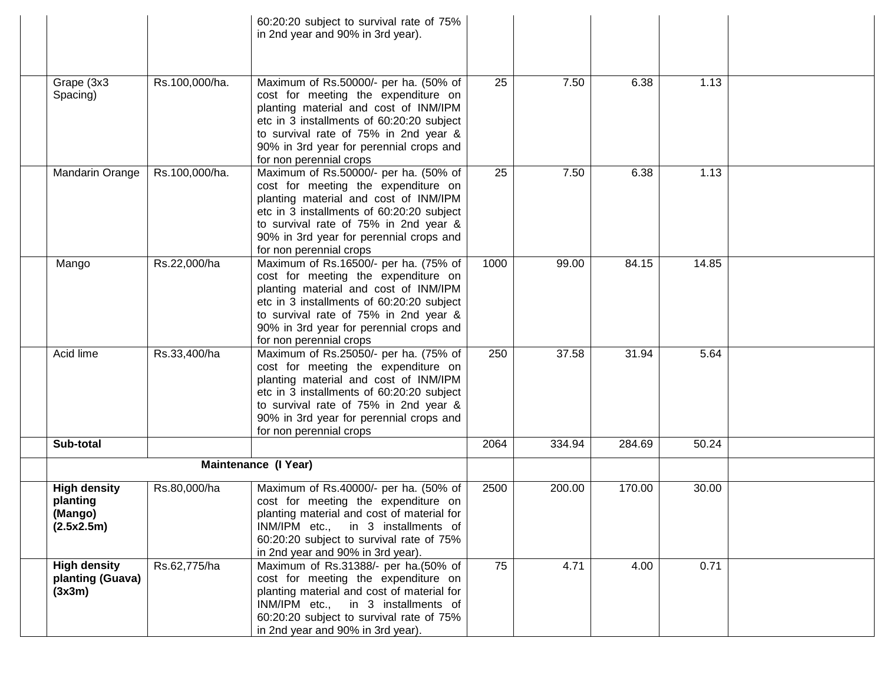| | | | | | | | | |
|---|---|---|---|---|---|---|---|---|
| | | | 60:20:20 subject to survival rate of 75% in 2nd year and 90% in 3rd year). | | | | | |
| | Grape (3x3 Spacing) | Rs.100,000/ha. | Maximum of Rs.50000/- per ha. (50% of cost for meeting the expenditure on planting material and cost of INM/IPM etc in 3 installments of 60:20:20 subject to survival rate of 75% in 2nd year & 90% in 3rd year for perennial crops and for non perennial crops | 25 | 7.50 | 6.38 | 1.13 | |
| | Mandarin Orange | Rs.100,000/ha. | Maximum of Rs.50000/- per ha. (50% of cost for meeting the expenditure on planting material and cost of INM/IPM etc in 3 installments of 60:20:20 subject to survival rate of 75% in 2nd year & 90% in 3rd year for perennial crops and for non perennial crops | 25 | 7.50 | 6.38 | 1.13 | |
| | Mango | Rs.22,000/ha | Maximum of Rs.16500/- per ha. (75% of cost for meeting the expenditure on planting material and cost of INM/IPM etc in 3 installments of 60:20:20 subject to survival rate of 75% in 2nd year & 90% in 3rd year for perennial crops and for non perennial crops | 1000 | 99.00 | 84.15 | 14.85 | |
| | Acid lime | Rs.33,400/ha | Maximum of Rs.25050/- per ha. (75% of cost for meeting the expenditure on planting material and cost of INM/IPM etc in 3 installments of 60:20:20 subject to survival rate of 75% in 2nd year & 90% in 3rd year for perennial crops and for non perennial crops | 250 | 37.58 | 31.94 | 5.64 | |
| | **Sub-total** | | | 2064 | 334.94 | 284.69 | 50.24 | |
| | **Maintenance (I Year)** | | | | | | | |
| | **High density planting (Mango) (2.5x2.5m)** | Rs.80,000/ha | Maximum of Rs.40000/- per ha. (50% of cost for meeting the expenditure on planting material and cost of material for INM/IPM etc., in 3 installments of 60:20:20 subject to survival rate of 75% in 2nd year and 90% in 3rd year). | 2500 | 200.00 | 170.00 | 30.00 | |
| | **High density planting (Guava) (3x3m)** | Rs.62,775/ha | Maximum of Rs.31388/- per ha.(50% of cost for meeting the expenditure on planting material and cost of material for INM/IPM etc., in 3 installments of 60:20:20 subject to survival rate of 75% in 2nd year and 90% in 3rd year). | 75 | 4.71 | 4.00 | 0.71 | |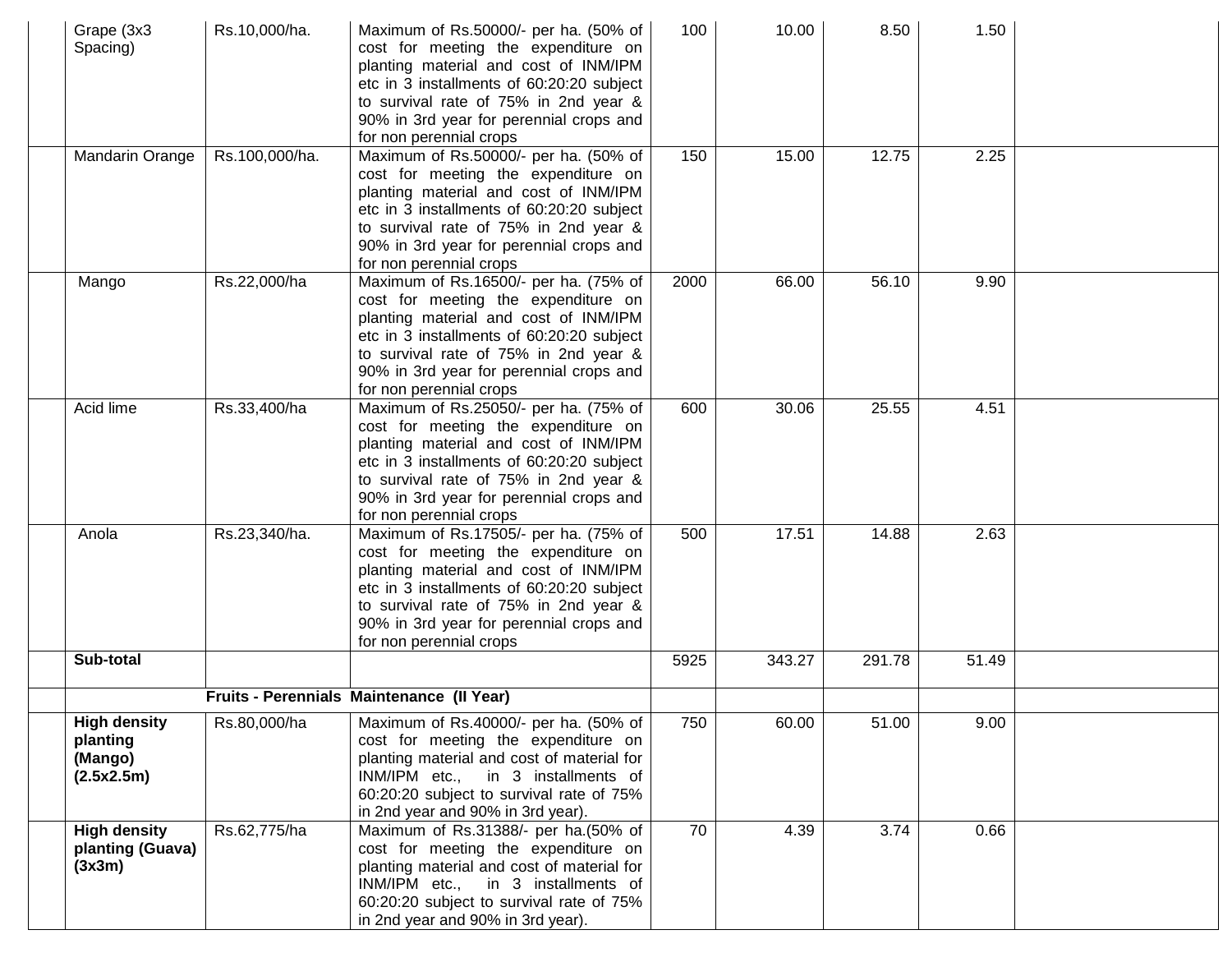| | | | | | | | | |
|---|---|---|---|---|---|---|---|---|
| | Grape (3x3 Spacing) | Rs.10,000/ha. | Maximum of Rs.50000/- per ha. (50% of cost for meeting the expenditure on planting material and cost of INM/IPM etc in 3 installments of 60:20:20 subject to survival rate of 75% in 2nd year & 90% in 3rd year for perennial crops and for non perennial crops | 100 | 10.00 | 8.50 | 1.50 | |
| | Mandarin Orange | Rs.100,000/ha. | Maximum of Rs.50000/- per ha. (50% of cost for meeting the expenditure on planting material and cost of INM/IPM etc in 3 installments of 60:20:20 subject to survival rate of 75% in 2nd year & 90% in 3rd year for perennial crops and for non perennial crops | 150 | 15.00 | 12.75 | 2.25 | |
| | Mango | Rs.22,000/ha | Maximum of Rs.16500/- per ha. (75% of cost for meeting the expenditure on planting material and cost of INM/IPM etc in 3 installments of 60:20:20 subject to survival rate of 75% in 2nd year & 90% in 3rd year for perennial crops and for non perennial crops | 2000 | 66.00 | 56.10 | 9.90 | |
| | Acid lime | Rs.33,400/ha | Maximum of Rs.25050/- per ha. (75% of cost for meeting the expenditure on planting material and cost of INM/IPM etc in 3 installments of 60:20:20 subject to survival rate of 75% in 2nd year & 90% in 3rd year for perennial crops and for non perennial crops | 600 | 30.06 | 25.55 | 4.51 | |
| | Anola | Rs.23,340/ha. | Maximum of Rs.17505/- per ha. (75% of cost for meeting the expenditure on planting material and cost of INM/IPM etc in 3 installments of 60:20:20 subject to survival rate of 75% in 2nd year & 90% in 3rd year for perennial crops and for non perennial crops | 500 | 17.51 | 14.88 | 2.63 | |
| | **Sub-total** | | | 5925 | 343.27 | 291.78 | 51.49 | |
| | | **Fruits - Perennials Maintenance (II Year)** | | | | | | |
| | **High density planting (Mango) (2.5x2.5m)** | Rs.80,000/ha | Maximum of Rs.40000/- per ha. (50% of cost for meeting the expenditure on planting material and cost of material for INM/IPM etc., in 3 installments of 60:20:20 subject to survival rate of 75% in 2nd year and 90% in 3rd year). | 750 | 60.00 | 51.00 | 9.00 | |
| | **High density planting (Guava) (3x3m)** | Rs.62,775/ha | Maximum of Rs.31388/- per ha.(50% of cost for meeting the expenditure on planting material and cost of material for INM/IPM etc., in 3 installments of 60:20:20 subject to survival rate of 75% in 2nd year and 90% in 3rd year). | 70 | 4.39 | 3.74 | 0.66 | |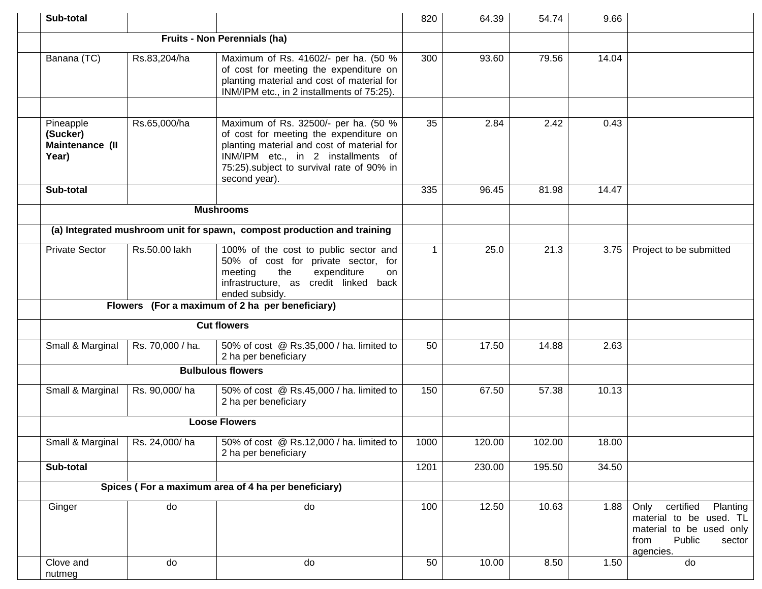| | | | | | | | | |
|---|---|---|---|---|---|---|---|---|
| | **Sub-total** | | | 820 | 64.39 | 54.74 | 9.66 | |
| | **Fruits - Non Perennials (ha)** | | | | | | | |
| | Banana (TC) | Rs.83,204/ha | Maximum of Rs. 41602/- per ha. (50 % of cost for meeting the expenditure on planting material and cost of material for INM/IPM etc., in 2 installments of 75:25). | 300 | 93.60 | 79.56 | 14.04 | |
| | | | | | | | | |
| | Pineapple **(Sucker) Maintenance (II Year)** | Rs.65,000/ha | Maximum of Rs. 32500/- per ha. (50 % of cost for meeting the expenditure on planting material and cost of material for INM/IPM etc., in 2 installments of 75:25).subject to survival rate of 90% in second year). | 35 | 2.84 | 2.42 | 0.43 | |
| | **Sub-total** | | | 335 | 96.45 | 81.98 | 14.47 | |
| | **Mushrooms** | | | | | | | |
| | **(a) Integrated mushroom unit for spawn, compost production and training** | | | | | | | |
| | Private Sector | Rs.50.00 lakh | 100% of the cost to public sector and 50% of cost for private sector, for meeting the expenditure on infrastructure, as credit linked back ended subsidy. | 1 | 25.0 | 21.3 | 3.75 | Project to be submitted |
| | **Flowers (For a maximum of 2 ha per beneficiary)** | | | | | | | |
| | **Cut flowers** | | | | | | | |
| | Small & Marginal | Rs. 70,000 / ha. | 50% of cost @ Rs.35,000 / ha. limited to 2 ha per beneficiary | 50 | 17.50 | 14.88 | 2.63 | |
| | **Bulbulous flowers** | | | | | | | |
| | Small & Marginal | Rs. 90,000/ ha | 50% of cost @ Rs.45,000 / ha. limited to 2 ha per beneficiary | 150 | 67.50 | 57.38 | 10.13 | |
| | **Loose Flowers** | | | | | | | |
| | Small & Marginal | Rs. 24,000/ ha | 50% of cost @ Rs.12,000 / ha. limited to 2 ha per beneficiary | 1000 | 120.00 | 102.00 | 18.00 | |
| | **Sub-total** | | | 1201 | 230.00 | 195.50 | 34.50 | |
| | **Spices ( For a maximum area of 4 ha per beneficiary)** | | | | | | | |
| | Ginger | do | do | 100 | 12.50 | 10.63 | 1.88 | Only certified Planting material to be used. TL material to be used only from Public sector agencies. |
| | Clove and nutmeg | do | do | 50 | 10.00 | 8.50 | 1.50 | do |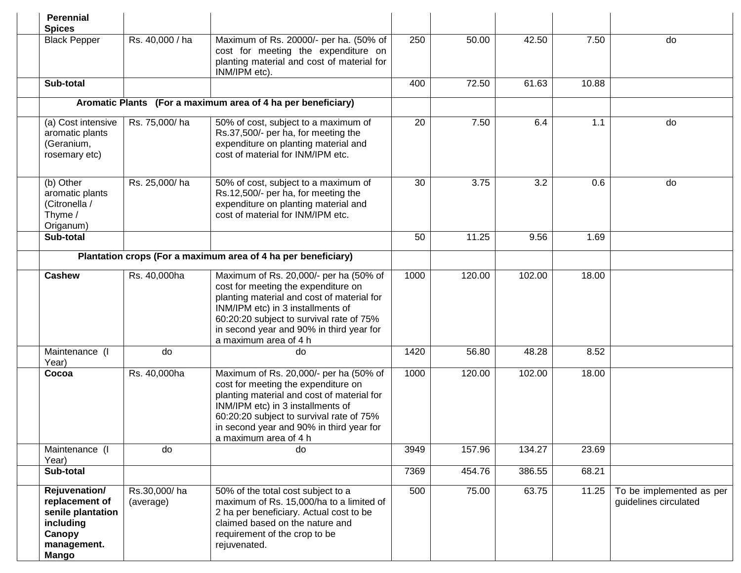| | | | | | | | | |
|---|---|---|---|---|---|---|---|---|
| | **Perennial Spices** | | | | | | | |
| | Black Pepper | Rs. 40,000 / ha | Maximum of Rs. 20000/- per ha. (50% of cost for meeting the expenditure on planting material and cost of material for INM/IPM etc). | 250 | 50.00 | 42.50 | 7.50 | do |
| | **Sub-total** | | | 400 | 72.50 | 61.63 | 10.88 | |
| | **Aromatic Plants (For a maximum area of 4 ha per beneficiary)** | | | | | | | |
| | (a) Cost intensive aromatic plants (Geranium, rosemary etc) | Rs. 75,000/ ha | 50% of cost, subject to a maximum of Rs.37,500/- per ha, for meeting the expenditure on planting material and cost of material for INM/IPM etc. | 20 | 7.50 | 6.4 | 1.1 | do |
| | (b) Other aromatic plants (Citronella / Thyme / Origanum) | Rs. 25,000/ ha | 50% of cost, subject to a maximum of Rs.12,500/- per ha, for meeting the expenditure on planting material and cost of material for INM/IPM etc. | 30 | 3.75 | 3.2 | 0.6 | do |
| | **Sub-total** | | | 50 | 11.25 | 9.56 | 1.69 | |
| | **Plantation crops (For a maximum area of 4 ha per beneficiary)** | | | | | | | |
| | **Cashew** | Rs. 40,000ha | Maximum of Rs. 20,000/- per ha (50% of cost for meeting the expenditure on planting material and cost of material for INM/IPM etc) in 3 installments of 60:20:20 subject to survival rate of 75% in second year and 90% in third year for a maximum area of 4 h | 1000 | 120.00 | 102.00 | 18.00 | |
| | Maintenance (I Year) | do | do | 1420 | 56.80 | 48.28 | 8.52 | |
| | **Cocoa** | Rs. 40,000ha | Maximum of Rs. 20,000/- per ha (50% of cost for meeting the expenditure on planting material and cost of material for INM/IPM etc) in 3 installments of 60:20:20 subject to survival rate of 75% in second year and 90% in third year for a maximum area of 4 h | 1000 | 120.00 | 102.00 | 18.00 | |
| | Maintenance (I Year) | do | do | 3949 | 157.96 | 134.27 | 23.69 | |
| | **Sub-total** | | | 7369 | 454.76 | 386.55 | 68.21 | |
| | **Rejuvenation/ replacement of senile plantation including Canopy management. Mango** | Rs.30,000/ ha (average) | 50% of the total cost subject to a maximum of Rs. 15,000/ha to a limited of 2 ha per beneficiary. Actual cost to be claimed based on the nature and requirement of the crop to be rejuvenated. | 500 | 75.00 | 63.75 | 11.25 | To be implemented as per guidelines circulated |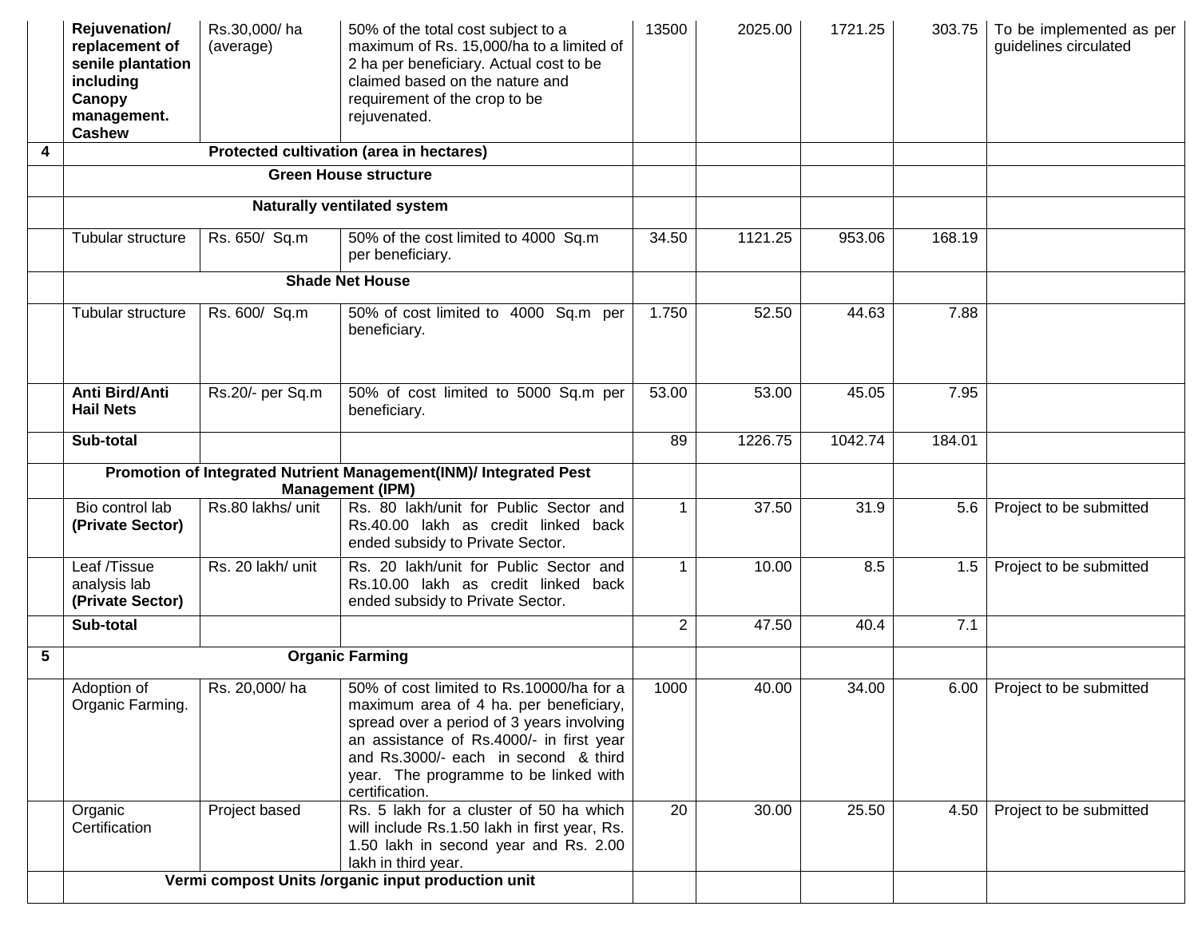| | | | | | | | | |
|---|---|---|---|---|---|---|---|---|
| | **Rejuvenation/ replacement of senile plantation including Canopy management. Cashew** | Rs.30,000/ ha (average) | 50% of the total cost subject to a maximum of Rs. 15,000/ha to a limited of 2 ha per beneficiary. Actual cost to be claimed based on the nature and requirement of the crop to be rejuvenated. | 13500 | 2025.00 | 1721.25 | 303.75 | To be implemented as per guidelines circulated |
| **4** | **Protected cultivation (area in hectares)** | | | | | | | |
| | **Green House structure** | | | | | | | |
| | **Naturally ventilated system** | | | | | | | |
| | Tubular structure | Rs. 650/ Sq.m | 50% of the cost limited to 4000 Sq.m per beneficiary. | 34.50 | 1121.25 | 953.06 | 168.19 | |
| | **Shade Net House** | | | | | | | |
| | Tubular structure | Rs. 600/ Sq.m | 50% of cost limited to 4000 Sq.m per beneficiary. | 1.750 | 52.50 | 44.63 | 7.88 | |
| | **Anti Bird/Anti Hail Nets** | Rs.20/- per Sq.m | 50% of cost limited to 5000 Sq.m per beneficiary. | 53.00 | 53.00 | 45.05 | 7.95 | |
| | **Sub-total** | | | 89 | 1226.75 | 1042.74 | 184.01 | |
| | **Promotion of Integrated Nutrient Management(INM)/ Integrated Pest Management (IPM)** | | | | | | | |
| | Bio control lab **(Private Sector)** | Rs.80 lakhs/ unit | Rs. 80 lakh/unit for Public Sector and Rs.40.00 lakh as credit linked back ended subsidy to Private Sector. | 1 | 37.50 | 31.9 | 5.6 | Project to be submitted |
| | Leaf /Tissue analysis lab **(Private Sector)** | Rs. 20 lakh/ unit | Rs. 20 lakh/unit for Public Sector and Rs.10.00 lakh as credit linked back ended subsidy to Private Sector. | 1 | 10.00 | 8.5 | 1.5 | Project to be submitted |
| | **Sub-total** | | | 2 | 47.50 | 40.4 | 7.1 | |
| **5** | **Organic Farming** | | | | | | | |
| | Adoption of Organic Farming. | Rs. 20,000/ ha | 50% of cost limited to Rs.10000/ha for a maximum area of 4 ha. per beneficiary, spread over a period of 3 years involving an assistance of Rs.4000/- in first year and Rs.3000/- each in second & third year. The programme to be linked with certification. | 1000 | 40.00 | 34.00 | 6.00 | Project to be submitted |
| | Organic Certification | Project based | Rs. 5 lakh for a cluster of 50 ha which will include Rs.1.50 lakh in first year, Rs. 1.50 lakh in second year and Rs. 2.00 lakh in third year. | 20 | 30.00 | 25.50 | 4.50 | Project to be submitted |
| | **Vermi compost Units /organic input production unit** | | | | | | | |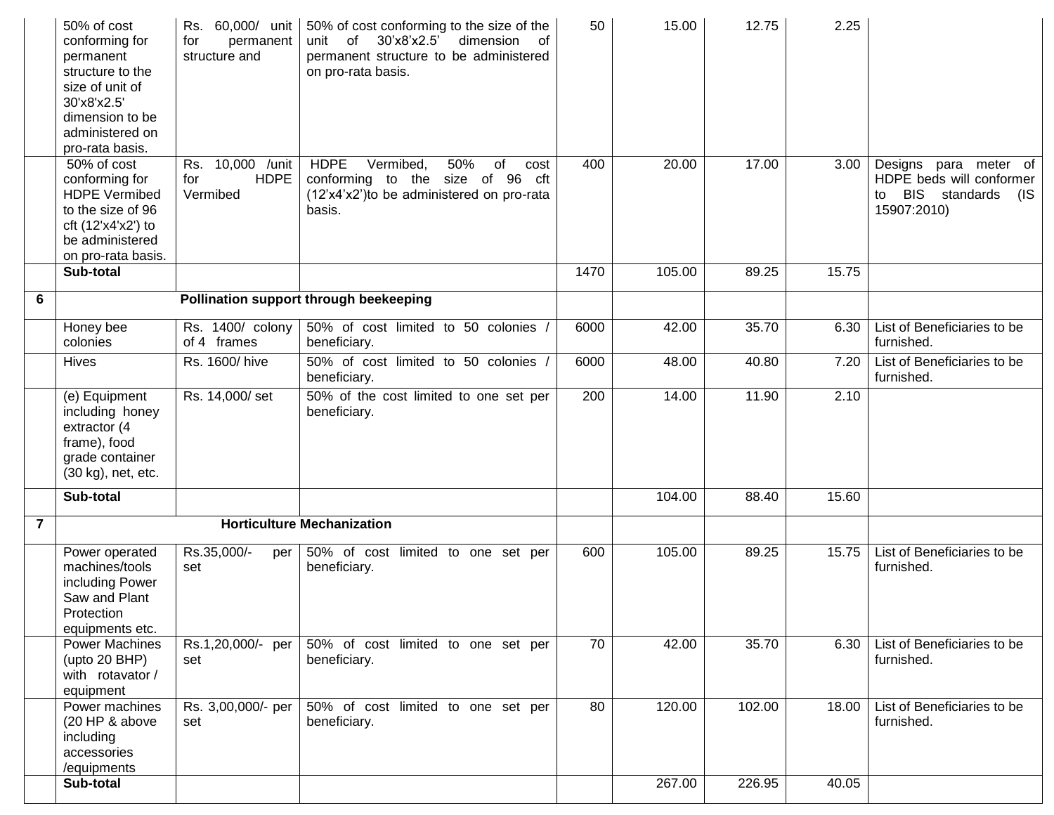| | | | | | | | | |
|---|---|---|---|---|---|---|---|---|
| | 50% of cost conforming for permanent structure to the size of unit of 30'x8'x2.5' dimension to be administered on pro-rata basis. | Rs. 60,000/ unit for permanent structure and | 50% of cost conforming to the size of the unit of 30'x8'x2.5' dimension of permanent structure to be administered on pro-rata basis. | 50 | 15.00 | 12.75 | 2.25 | |
| | 50% of cost conforming for HDPE Vermibed to the size of 96 cft (12'x4'x2') to be administered on pro-rata basis. | Rs. 10,000 /unit for HDPE Vermibed | HDPE Vermibed, 50% of cost conforming to the size of 96 cft (12'x4'x2')to be administered on pro-rata basis. | 400 | 20.00 | 17.00 | 3.00 | Designs para meter of HDPE beds will conformer to BIS standards (IS 15907:2010) |
| | **Sub-total** | | | 1470 | 105.00 | 89.25 | 15.75 | |
| **6** | **Pollination support through beekeeping** | | | | | | | |
| | Honey bee colonies | Rs. 1400/ colony of 4 frames | 50% of cost limited to 50 colonies / beneficiary. | 6000 | 42.00 | 35.70 | 6.30 | List of Beneficiaries to be furnished. |
| | Hives | Rs. 1600/ hive | 50% of cost limited to 50 colonies / beneficiary. | 6000 | 48.00 | 40.80 | 7.20 | List of Beneficiaries to be furnished. |
| | (e) Equipment including honey extractor (4 frame), food grade container (30 kg), net, etc. | Rs. 14,000/ set | 50% of the cost limited to one set per beneficiary. | 200 | 14.00 | 11.90 | 2.10 | |
| | **Sub-total** | | | | 104.00 | 88.40 | 15.60 | |
| **7** | **Horticulture Mechanization** | | | | | | | |
| | Power operated machines/tools including Power Saw and Plant Protection equipments etc. | Rs.35,000/- per set | 50% of cost limited to one set per beneficiary. | 600 | 105.00 | 89.25 | 15.75 | List of Beneficiaries to be furnished. |
| | Power Machines (upto 20 BHP) with rotavator / equipment | Rs.1,20,000/- per set | 50% of cost limited to one set per beneficiary. | 70 | 42.00 | 35.70 | 6.30 | List of Beneficiaries to be furnished. |
| | Power machines (20 HP & above including accessories /equipments | Rs. 3,00,000/- per set | 50% of cost limited to one set per beneficiary. | 80 | 120.00 | 102.00 | 18.00 | List of Beneficiaries to be furnished. |
| | **Sub-total** | | | | 267.00 | 226.95 | 40.05 | |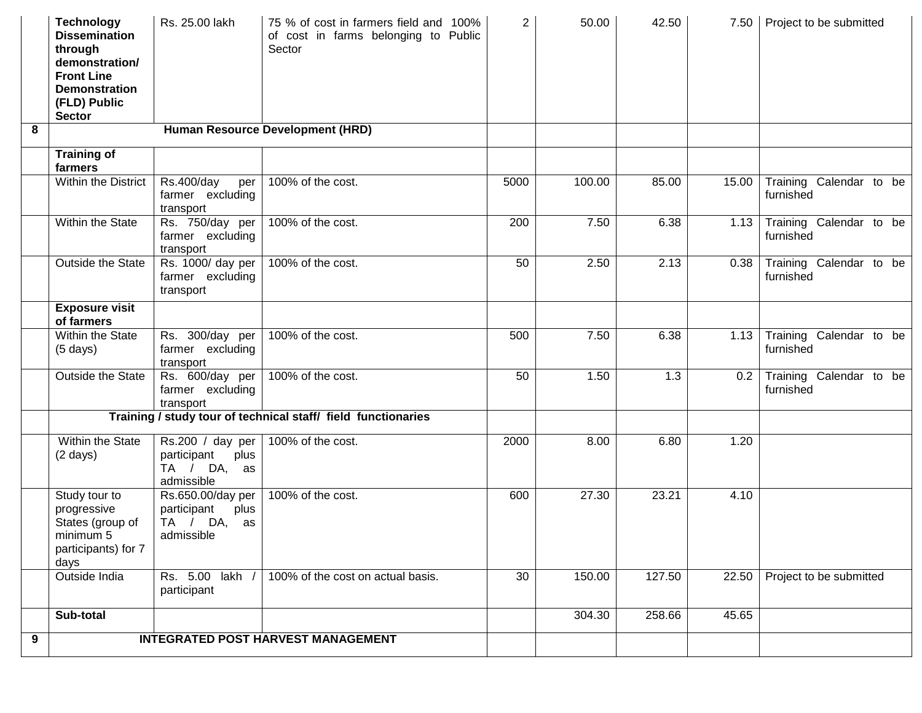| | | | | | | | | |
|---|---|---|---|---|---|---|---|---|
| | **Technology Dissemination through demonstration/ Front Line Demonstration (FLD) Public Sector** | Rs. 25.00 lakh | 75 % of cost in farmers field and 100% of cost in farms belonging to Public Sector | 2 | 50.00 | 42.50 | 7.50 | Project to be submitted |
| **8** | **Human Resource Development (HRD)** | | | | | | | |
| | **Training of farmers** | | | | | | | |
| | Within the District | Rs.400/day per farmer excluding transport | 100% of the cost. | 5000 | 100.00 | 85.00 | 15.00 | Training Calendar to be furnished |
| | Within the State | Rs. 750/day per farmer excluding transport | 100% of the cost. | 200 | 7.50 | 6.38 | 1.13 | Training Calendar to be furnished |
| | Outside the State | Rs. 1000/ day per farmer excluding transport | 100% of the cost. | 50 | 2.50 | 2.13 | 0.38 | Training Calendar to be furnished |
| | **Exposure visit of farmers** | | | | | | | |
| | Within the State (5 days) | Rs. 300/day per farmer excluding transport | 100% of the cost. | 500 | 7.50 | 6.38 | 1.13 | Training Calendar to be furnished |
| | Outside the State | Rs. 600/day per farmer excluding transport | 100% of the cost. | 50 | 1.50 | 1.3 | 0.2 | Training Calendar to be furnished |
| | **Training / study tour of technical staff/ field functionaries** | | | | | | | |
| | Within the State (2 days) | Rs.200 / day per participant plus TA / DA, as admissible | 100% of the cost. | 2000 | 8.00 | 6.80 | 1.20 | |
| | Study tour to progressive States (group of minimum 5 participants) for 7 days | Rs.650.00/day per participant plus TA / DA, as admissible | 100% of the cost. | 600 | 27.30 | 23.21 | 4.10 | |
| | Outside India | Rs. 5.00 lakh / participant | 100% of the cost on actual basis. | 30 | 150.00 | 127.50 | 22.50 | Project to be submitted |
| | **Sub-total** | | | | 304.30 | 258.66 | 45.65 | |
| **9** | **INTEGRATED POST HARVEST MANAGEMENT** | | | | | | | |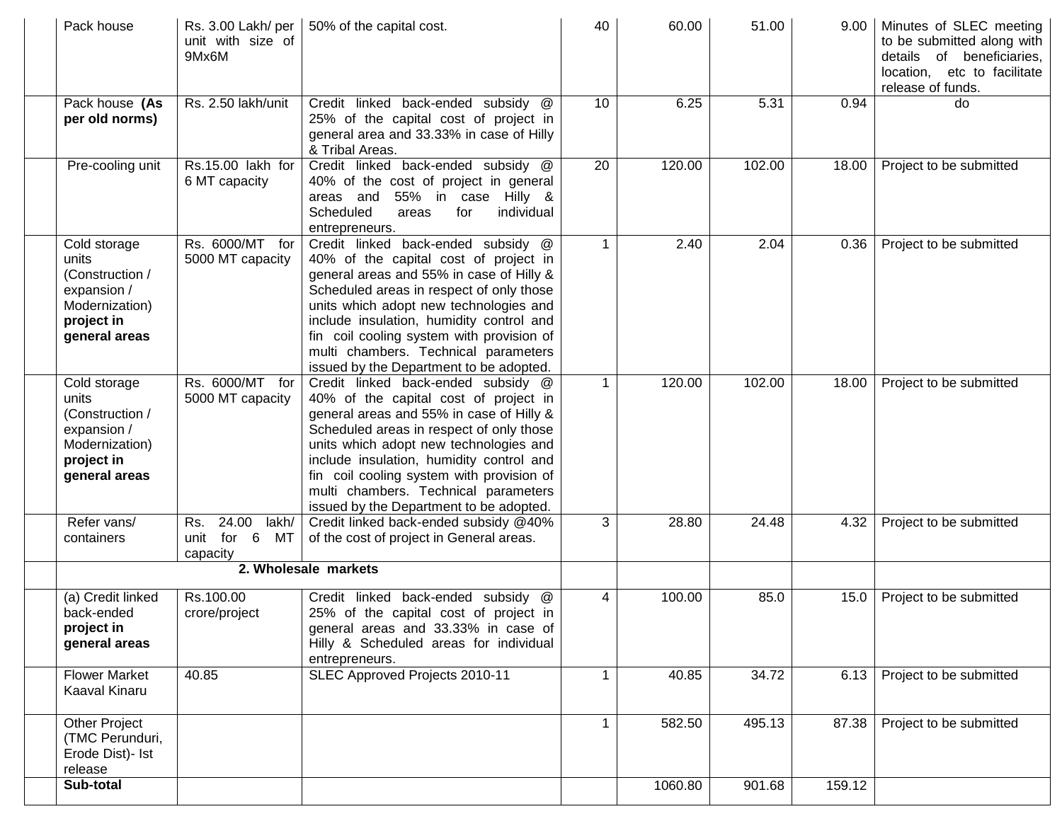| | Pack house | Rs. 3.00 Lakh/ per unit with size of 9Mx6M | 50% of the capital cost. | 40 | 60.00 | 51.00 | 9.00 | Minutes of SLEC meeting to be submitted along with details of beneficiaries, location, etc to facilitate release of funds. |
|---|---|---|---|---|---|---|---|---|
| | Pack house **(As per old norms)** | Rs. 2.50 lakh/unit | Credit linked back-ended subsidy @ 25% of the capital cost of project in general area and 33.33% in case of Hilly & Tribal Areas. | 10 | 6.25 | 5.31 | 0.94 | do |
| | Pre-cooling unit | Rs.15.00 lakh for 6 MT capacity | Credit linked back-ended subsidy @ 40% of the cost of project in general areas and 55% in case Hilly & Scheduled areas for individual entrepreneurs. | 20 | 120.00 | 102.00 | 18.00 | Project to be submitted |
| | Cold storage units (Construction / expansion / Modernization) **project in general areas** | Rs. 6000/MT for 5000 MT capacity | Credit linked back-ended subsidy @ 40% of the capital cost of project in general areas and 55% in case of Hilly & Scheduled areas in respect of only those units which adopt new technologies and include insulation, humidity control and fin coil cooling system with provision of multi chambers. Technical parameters issued by the Department to be adopted. | 1 | 2.40 | 2.04 | 0.36 | Project to be submitted |
| | Cold storage units (Construction / expansion / Modernization) **project in general areas** | Rs. 6000/MT for 5000 MT capacity | Credit linked back-ended subsidy @ 40% of the capital cost of project in general areas and 55% in case of Hilly & Scheduled areas in respect of only those units which adopt new technologies and include insulation, humidity control and fin coil cooling system with provision of multi chambers. Technical parameters issued by the Department to be adopted. | 1 | 120.00 | 102.00 | 18.00 | Project to be submitted |
| | Refer vans/ containers | Rs. 24.00 lakh/ unit for 6 MT capacity | Credit linked back-ended subsidy @40% of the cost of project in General areas. | 3 | 28.80 | 24.48 | 4.32 | Project to be submitted |
| | **2. Wholesale markets** | | | | | | | |
| | (a) Credit linked back-ended **project in general areas** | Rs.100.00 crore/project | Credit linked back-ended subsidy @ 25% of the capital cost of project in general areas and 33.33% in case of Hilly & Scheduled areas for individual entrepreneurs. | 4 | 100.00 | 85.0 | 15.0 | Project to be submitted |
| | Flower Market Kaaval Kinaru | 40.85 | SLEC Approved Projects 2010-11 | 1 | 40.85 | 34.72 | 6.13 | Project to be submitted |
| | Other Project (TMC Perunduri, Erode Dist)- Ist release | | | 1 | 582.50 | 495.13 | 87.38 | Project to be submitted |
| | **Sub-total** | | | | 1060.80 | 901.68 | 159.12 | |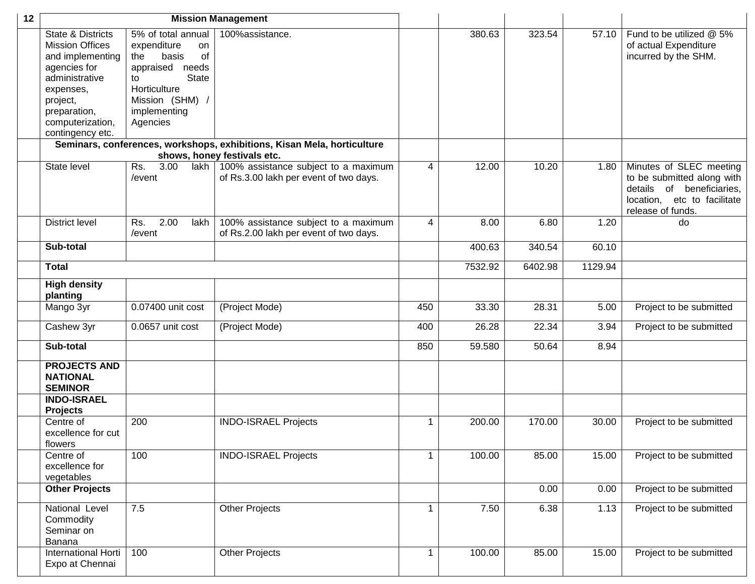| 12 | Mission Management | | | | | | | |
|---|---|---|---|---|---|---|---|---|
| | State & Districts Mission Offices and implementing agencies for administrative expenses, project, preparation, computerization, contingency etc. | 5% of total annual expenditure on the basis of appraised needs to State Horticulture Mission (SHM) / implementing Agencies | 100%assistance. | | 380.63 | 323.54 | 57.10 | Fund to be utilized @ 5% of actual Expenditure incurred by the SHM. |
| | Seminars, conferences, workshops, exhibitions, Kisan Mela, horticulture shows, honey festivals etc. | | | | | | | |
| | State level | Rs. 3.00 lakh /event | 100% assistance subject to a maximum of Rs.3.00 lakh per event of two days. | 4 | 12.00 | 10.20 | 1.80 | Minutes of SLEC meeting to be submitted along with details of beneficiaries, location, etc to facilitate release of funds. |
| | District level | Rs. 2.00 lakh /event | 100% assistance subject to a maximum of Rs.2.00 lakh per event of two days. | 4 | 8.00 | 6.80 | 1.20 | do |
| | **Sub-total** | | | | 400.63 | 340.54 | 60.10 | |
| | **Total** | | | | 7532.92 | 6402.98 | 1129.94 | |
| | **High density planting** | | | | | | | |
| | Mango 3yr | 0.07400 unit cost | (Project Mode) | 450 | 33.30 | 28.31 | 5.00 | Project to be submitted |
| | Cashew 3yr | 0.0657 unit cost | (Project Mode) | 400 | 26.28 | 22.34 | 3.94 | Project to be submitted |
| | **Sub-total** | | | 850 | 59.580 | 50.64 | 8.94 | |
| | **PROJECTS AND NATIONAL SEMINOR** | | | | | | | |
| | **INDO-ISRAEL Projects** | | | | | | | |
| | Centre of excellence for cut flowers | 200 | INDO-ISRAEL Projects | 1 | 200.00 | 170.00 | 30.00 | Project to be submitted |
| | Centre of excellence for vegetables | 100 | INDO-ISRAEL Projects | 1 | 100.00 | 85.00 | 15.00 | Project to be submitted |
| | **Other Projects** | | | | | 0.00 | 0.00 | Project to be submitted |
| | National Level Commodity Seminar on Banana | 7.5 | Other Projects | 1 | 7.50 | 6.38 | 1.13 | Project to be submitted |
| | International Horti Expo at Chennai | 100 | Other Projects | 1 | 100.00 | 85.00 | 15.00 | Project to be submitted |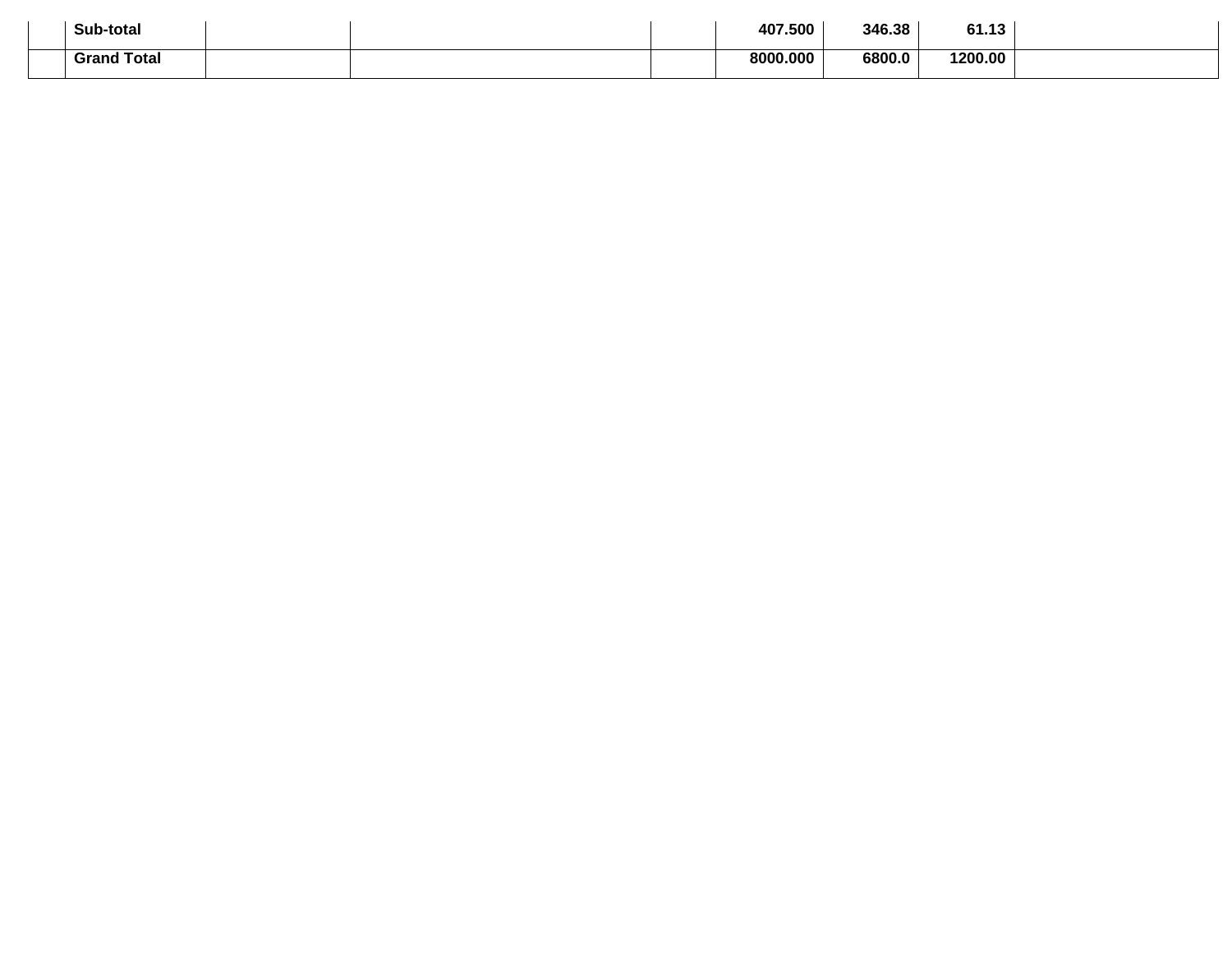| | | | | | | | | |
|---|---|---|---|---|---|---|---|---|
| | **Sub-total** | | | | **407.500** | **346.38** | **61.13** | |
| | **Grand Total** | | | | **8000.000** | **6800.0** | **1200.00** | |